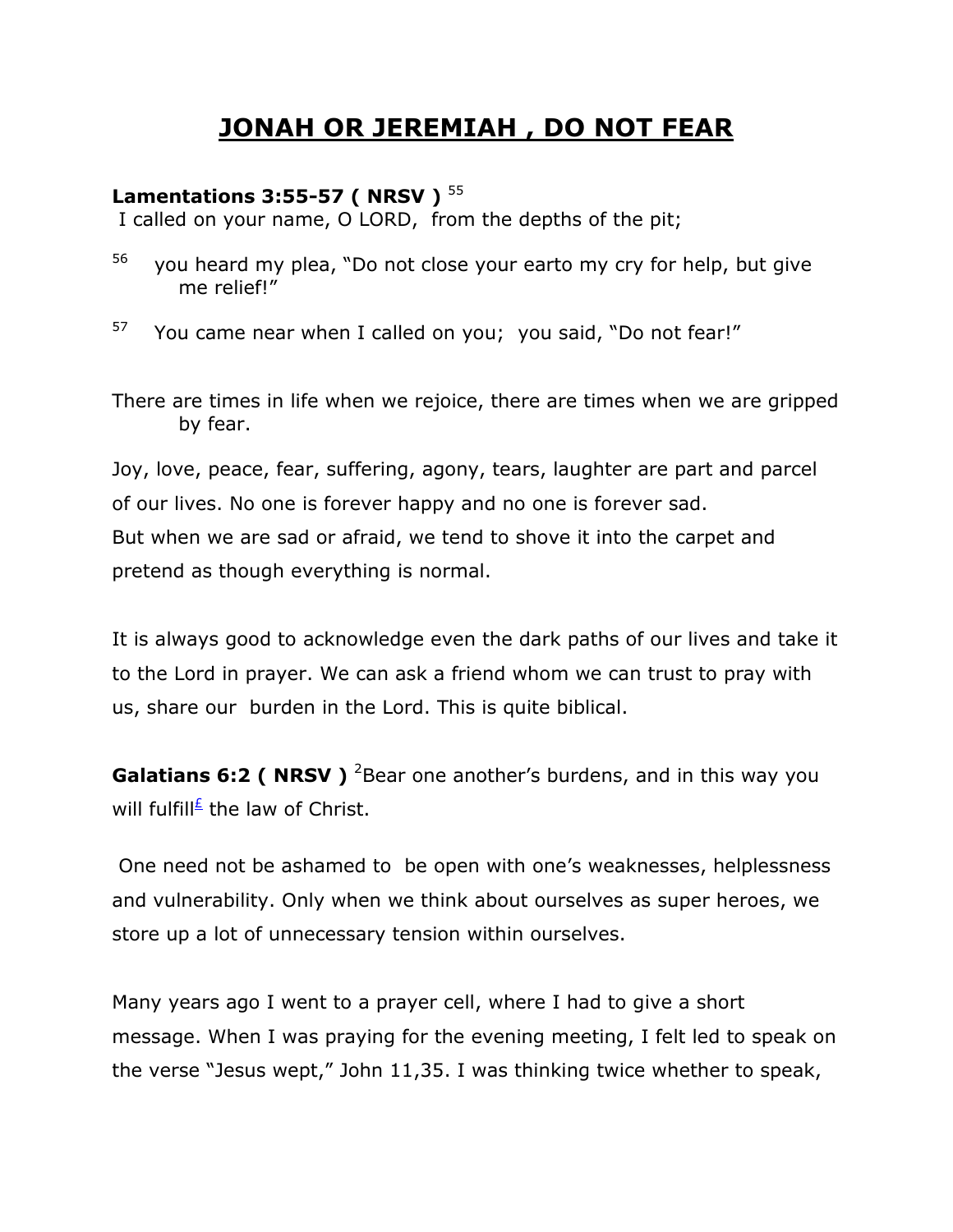# JONAH OR JEREMIAH , DO NOT FEAR

**Lamentations 3:55-57 ( NRSV )** [55]
I called on your name, O LORD, from the depths of the pit;

[56] you heard my plea, "Do not close your earto my cry for help, but give me relief!"

[57] You came near when I called on you; you said, "Do not fear!"

There are times in life when we rejoice, there are times when we are gripped by fear.

Joy, love, peace, fear, suffering, agony, tears, laughter are part and parcel of our lives. No one is forever happy and no one is forever sad.
But when we are sad or afraid, we tend to shove it into the carpet and pretend as though everything is normal.

It is always good to acknowledge even the dark paths of our lives and take it to the Lord in prayer. We can ask a friend whom we can trust to pray with us, share our burden in the Lord. This is quite biblical.

**Galatians 6:2 ( NRSV )** [2]Bear one another's burdens, and in this way you will fulfill[£] the law of Christ.

One need not be ashamed to be open with one's weaknesses, helplessness and vulnerability. Only when we think about ourselves as super heroes, we store up a lot of unnecessary tension within ourselves.

Many years ago I went to a prayer cell, where I had to give a short message. When I was praying for the evening meeting, I felt led to speak on the verse "Jesus wept," John 11,35. I was thinking twice whether to speak,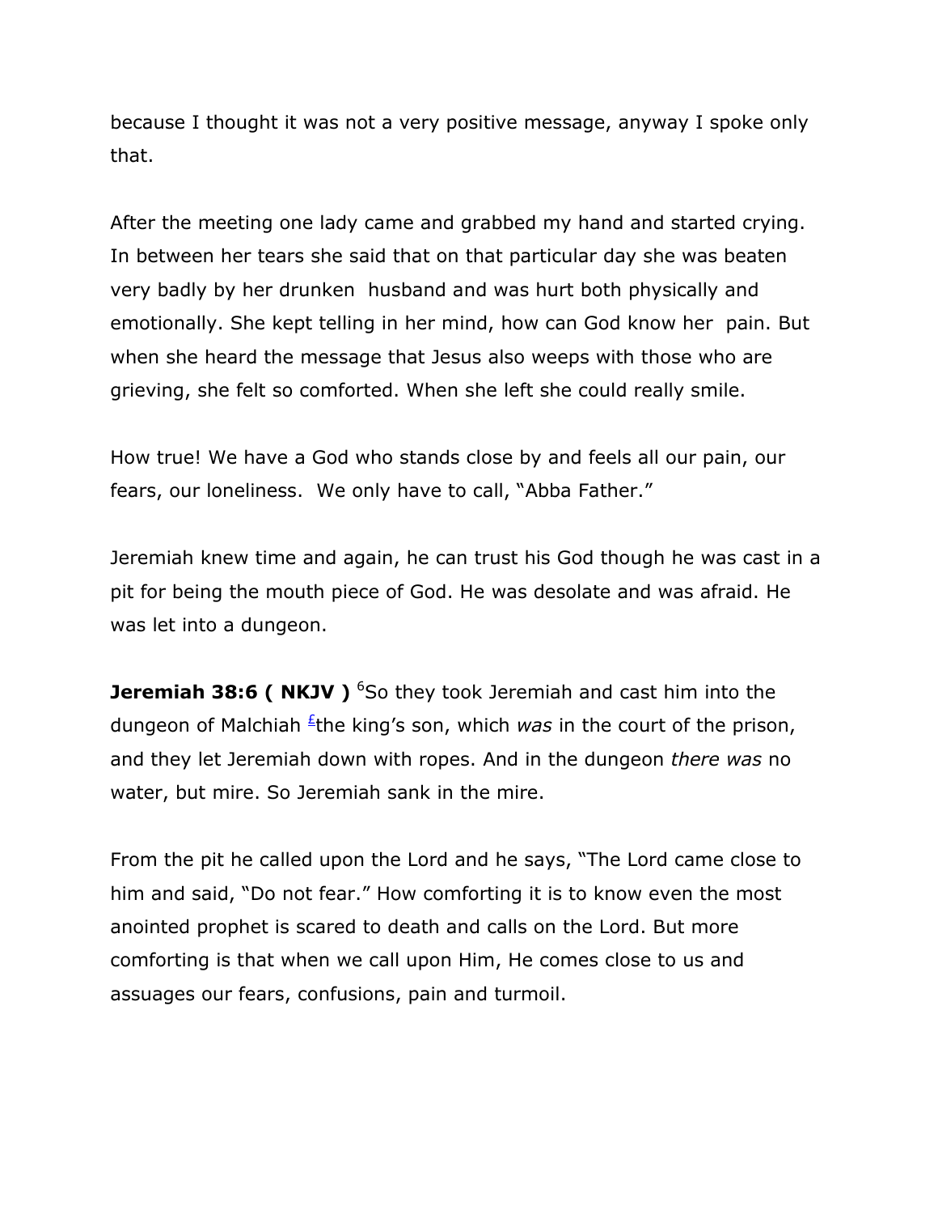because I thought it was not a very positive message, anyway I spoke only that.

After the meeting one lady came and grabbed my hand and started crying. In between her tears she said that on that particular day she was beaten very badly by her drunken husband and was hurt both physically and emotionally. She kept telling in her mind, how can God know her pain. But when she heard the message that Jesus also weeps with those who are grieving, she felt so comforted. When she left she could really smile.

How true! We have a God who stands close by and feels all our pain, our fears, our loneliness. We only have to call, "Abba Father."

Jeremiah knew time and again, he can trust his God though he was cast in a pit for being the mouth piece of God. He was desolate and was afraid. He was let into a dungeon.

**Jeremiah 38:6 ( NKJV )** [6]So they took Jeremiah and cast him into the dungeon of Malchiah [£]the king's son, which *was* in the court of the prison, and they let Jeremiah down with ropes. And in the dungeon *there was* no water, but mire. So Jeremiah sank in the mire.

From the pit he called upon the Lord and he says, "The Lord came close to him and said, "Do not fear." How comforting it is to know even the most anointed prophet is scared to death and calls on the Lord. But more comforting is that when we call upon Him, He comes close to us and assuages our fears, confusions, pain and turmoil.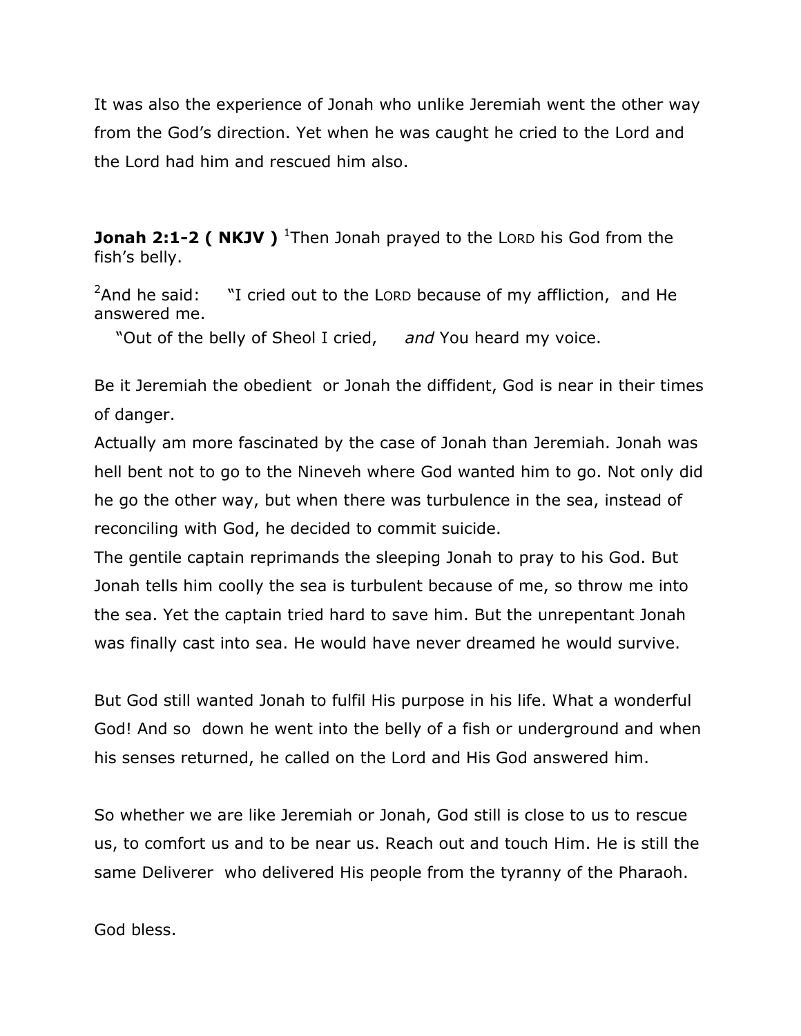It was also the experience of Jonah who unlike Jeremiah went the other way from the God's direction. Yet when he was caught he cried to the Lord and the Lord had him and rescued him also.

**Jonah 2:1-2 ( NKJV )** [1]Then Jonah prayed to the LORD his God from the fish's belly.

[2]And he said: "I cried out to the LORD because of my affliction, and He answered me.

"Out of the belly of Sheol I cried, *and* You heard my voice.

Be it Jeremiah the obedient or Jonah the diffident, God is near in their times of danger.

Actually am more fascinated by the case of Jonah than Jeremiah. Jonah was hell bent not to go to the Nineveh where God wanted him to go. Not only did he go the other way, but when there was turbulence in the sea, instead of reconciling with God, he decided to commit suicide.

The gentile captain reprimands the sleeping Jonah to pray to his God. But Jonah tells him coolly the sea is turbulent because of me, so throw me into the sea. Yet the captain tried hard to save him. But the unrepentant Jonah was finally cast into sea. He would have never dreamed he would survive.

But God still wanted Jonah to fulfil His purpose in his life. What a wonderful God! And so down he went into the belly of a fish or underground and when his senses returned, he called on the Lord and His God answered him.

So whether we are like Jeremiah or Jonah, God still is close to us to rescue us, to comfort us and to be near us. Reach out and touch Him. He is still the same Deliverer who delivered His people from the tyranny of the Pharaoh.

God bless.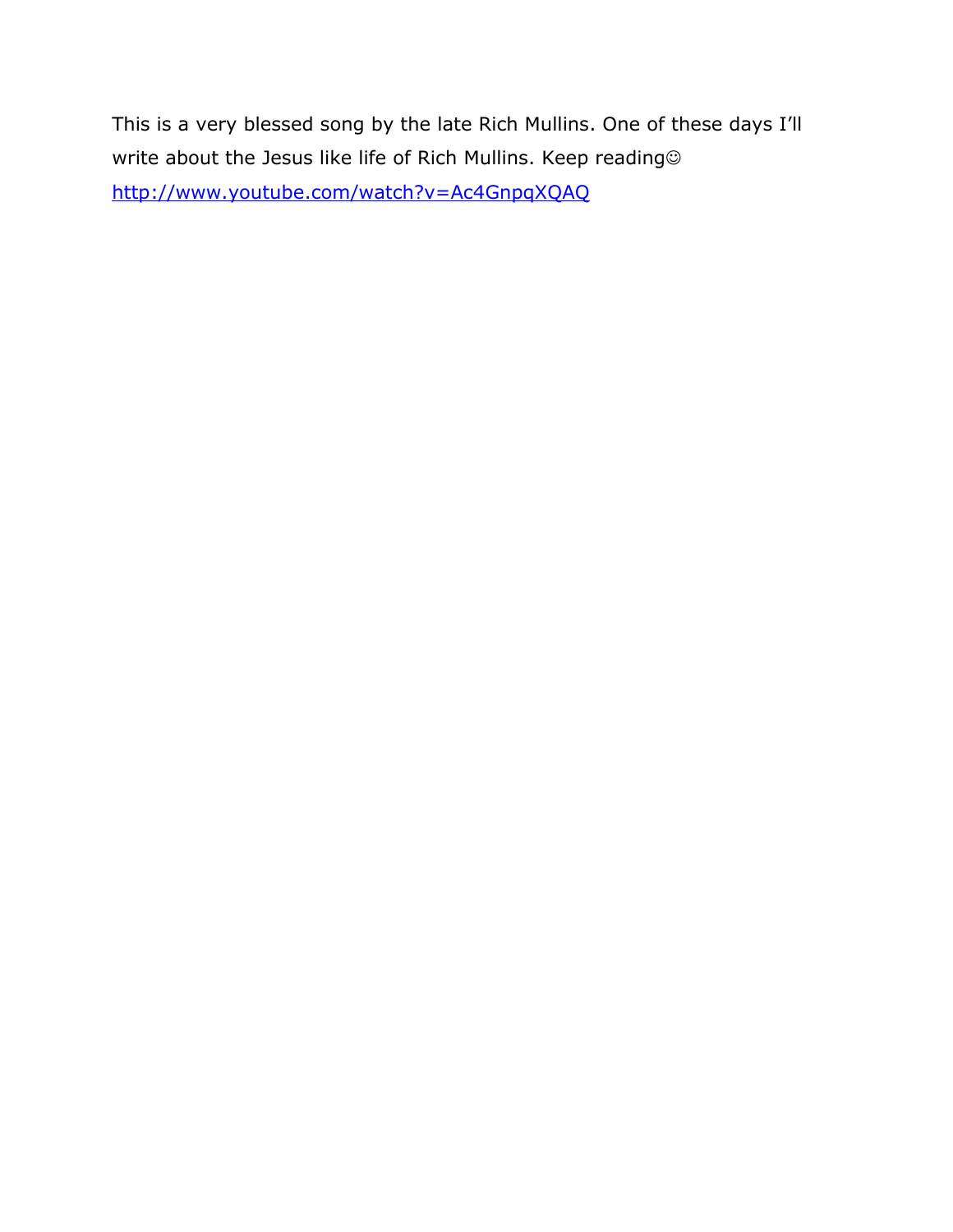This is a very blessed song by the late Rich Mullins. One of these days I'll write about the Jesus like life of Rich Mullins. Keep reading☺

http://www.youtube.com/watch?v=Ac4GnpqXQAQ